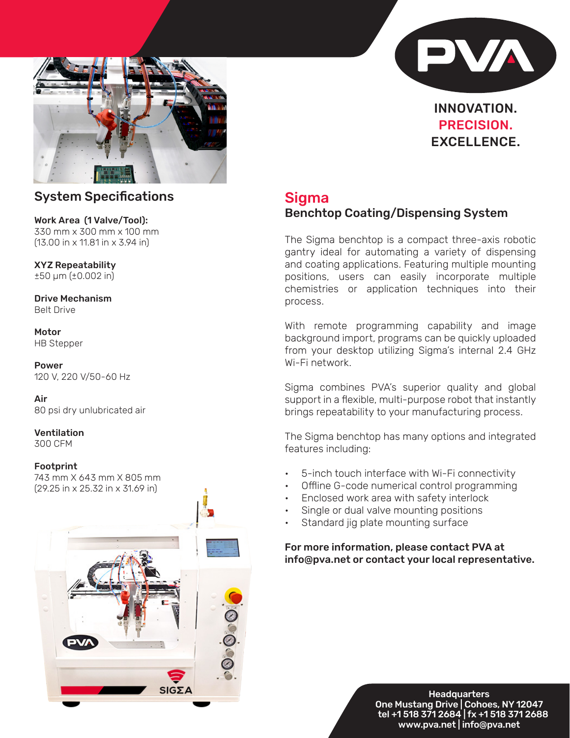INNOVATION.
PRECISION.
EXCELLENCE.

# Sigma

## Benchtop Coating/Dispensing System

The Sigma benchtop is a compact three-axis robotic gantry ideal for automating a variety of dispensing and coating applications. Featuring multiple mounting positions, users can easily incorporate multiple chemistries or application techniques into their process.

With remote programming capability and image background import, programs can be quickly uploaded from your desktop utilizing Sigma's internal 2.4 GHz Wi-Fi network.

Sigma combines PVA's superior quality and global support in a flexible, multi-purpose robot that instantly brings repeatability to your manufacturing process.

The Sigma benchtop has many options and integrated features including:

- 5-inch touch interface with Wi-Fi connectivity
- Offline G-code numerical control programming
- Enclosed work area with safety interlock
- Single or dual valve mounting positions
- Standard jig plate mounting surface

**For more information, please contact PVA at info@pva.net or contact your local representative.**

## System Specifications

**Work Area (1 Valve/Tool):**
330 mm x 300 mm x 100 mm
(13.00 in x 11.81 in x 3.94 in)

**XYZ Repeatability**
±50 µm (±0.002 in)

**Drive Mechanism**
Belt Drive

**Motor**
HB Stepper

**Power**
120 V, 220 V/50-60 Hz

**Air**
80 psi dry unlubricated air

**Ventilation**
300 CFM

**Footprint**
743 mm X 643 mm X 805 mm
(29.25 in x 25.32 in x 31.69 in)

**Headquarters**
One Mustang Drive | Cohoes, NY 12047
tel +1 518 371 2684 | fx +1 518 371 2688
www.pva.net | info@pva.net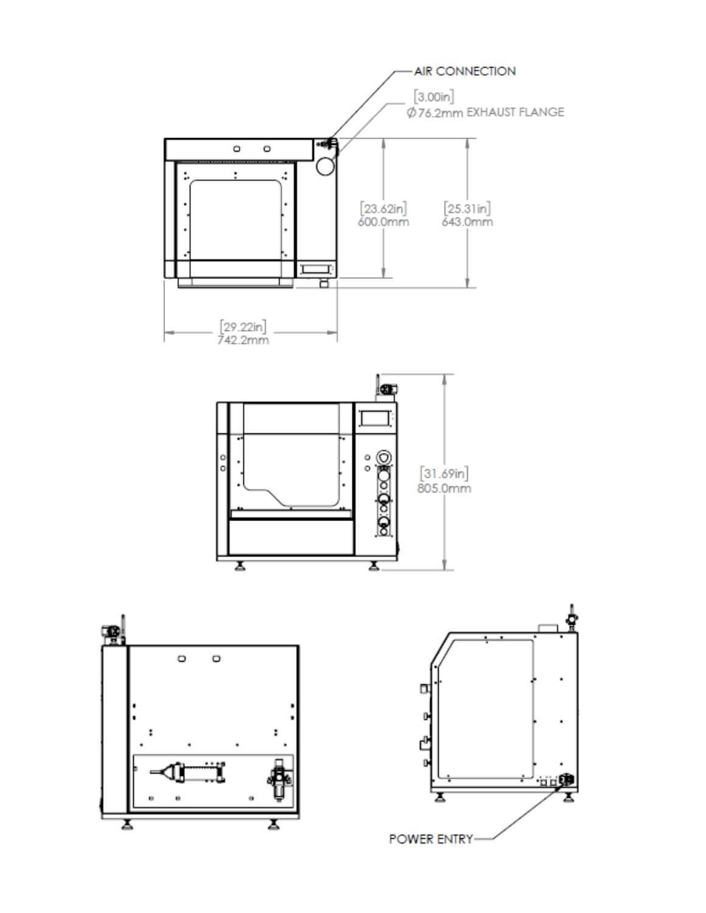AIR CONNECTION

[3.00in]
Ø76.2mm EXHAUST FLANGE

[23.62in]
600.0mm

[25.31in]
643.0mm

[29.22in]
742.2mm

[31.69in]
805.0mm

POWER ENTRY